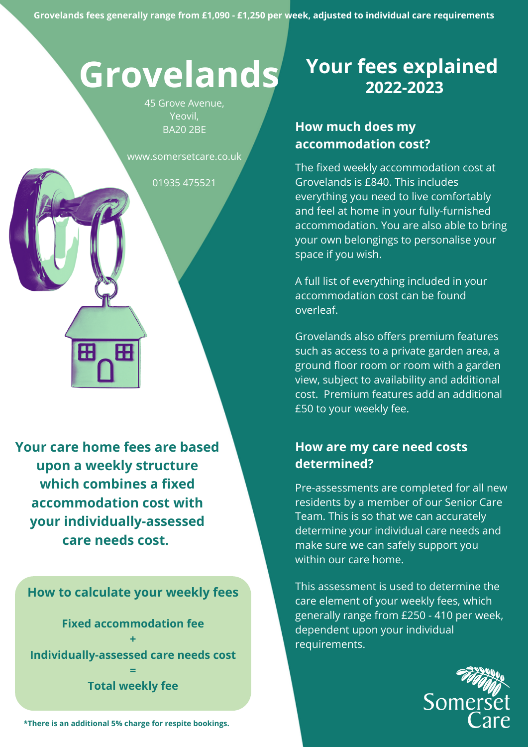**Grovelands fees generally range from £1,090 - £1,250 per week, adjusted to individual care requirements**

# Grovelands

45 Grove Avenue,
Yeovil,
BA20 2BE

www.somersetcare.co.uk

01935 475521

**Your care home fees are based upon a weekly structure which combines a fixed accommodation cost with your individually-assessed care needs cost.**

### How to calculate your weekly fees

**Fixed accommodation fee**
**+**
**Individually-assessed care needs cost**
**=**
**Total weekly fee**

**\*There is an additional 5% charge for respite bookings.**

# Your fees explained 2022-2023

## How much does my accommodation cost?

The fixed weekly accommodation cost at Grovelands is £840. This includes everything you need to live comfortably and feel at home in your fully-furnished accommodation. You are also able to bring your own belongings to personalise your space if you wish.

A full list of everything included in your accommodation cost can be found overleaf.

Grovelands also offers premium features such as access to a private garden area, a ground floor room or room with a garden view, subject to availability and additional cost. Premium features add an additional £50 to your weekly fee.

## How are my care need costs determined?

Pre-assessments are completed for all new residents by a member of our Senior Care Team. This is so that we can accurately determine your individual care needs and make sure we can safely support you within our care home.

This assessment is used to determine the care element of your weekly fees, which generally range from £250 - 410 per week, dependent upon your individual requirements.

Somerset Care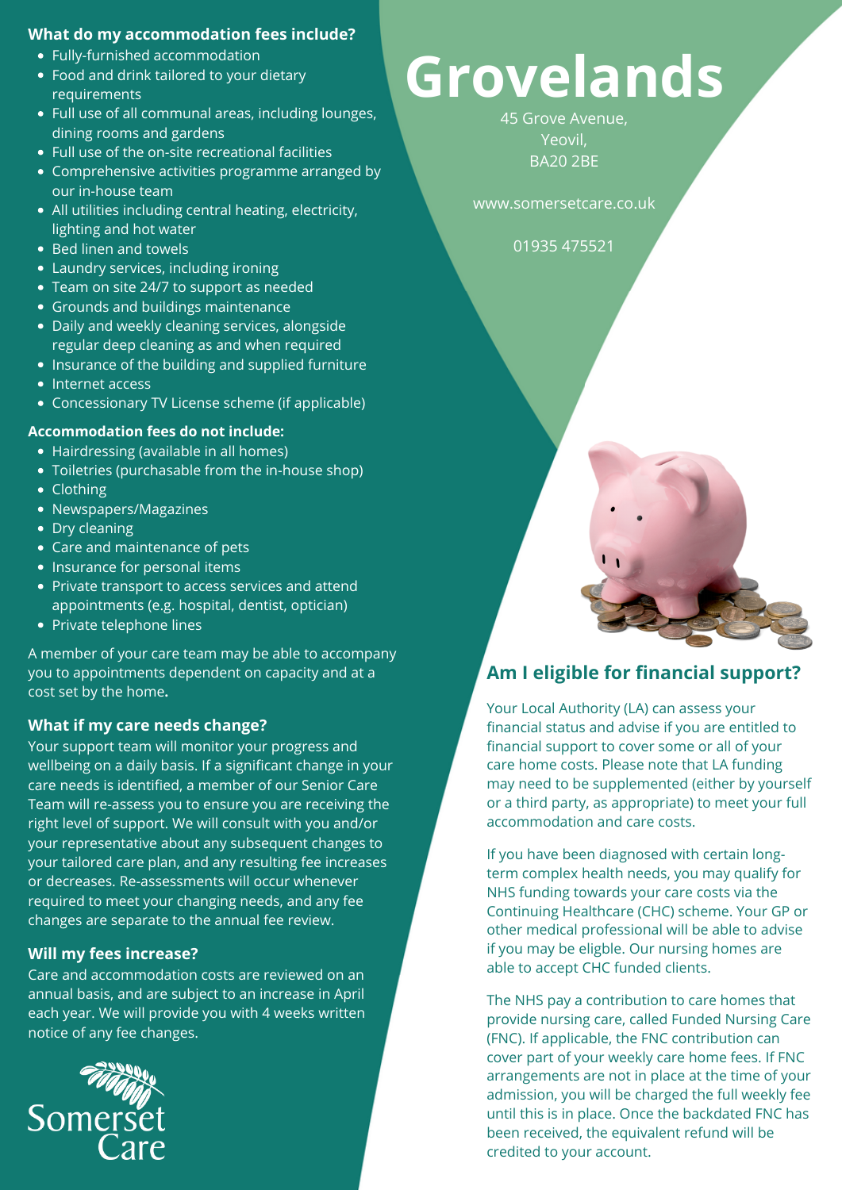### What do my accommodation fees include?

- Fully-furnished accommodation
- Food and drink tailored to your dietary requirements
- Full use of all communal areas, including lounges, dining rooms and gardens
- Full use of the on-site recreational facilities
- Comprehensive activities programme arranged by our in-house team
- All utilities including central heating, electricity, lighting and hot water
- Bed linen and towels
- Laundry services, including ironing
- Team on site 24/7 to support as needed
- Grounds and buildings maintenance
- Daily and weekly cleaning services, alongside regular deep cleaning as and when required
- Insurance of the building and supplied furniture
- Internet access
- Concessionary TV License scheme (if applicable)

### Accommodation fees do not include:

- Hairdressing (available in all homes)
- Toiletries (purchasable from the in-house shop)
- Clothing
- Newspapers/Magazines
- Dry cleaning
- Care and maintenance of pets
- Insurance for personal items
- Private transport to access services and attend appointments (e.g. hospital, dentist, optician)
- Private telephone lines

A member of your care team may be able to accompany you to appointments dependent on capacity and at a cost set by the home.

### What if my care needs change?

Your support team will monitor your progress and wellbeing on a daily basis. If a significant change in your care needs is identified, a member of our Senior Care Team will re-assess you to ensure you are receiving the right level of support. We will consult with you and/or your representative about any subsequent changes to your tailored care plan, and any resulting fee increases or decreases. Re-assessments will occur whenever required to meet your changing needs, and any fee changes are separate to the annual fee review.

### Will my fees increase?

Care and accommodation costs are reviewed on an annual basis, and are subject to an increase in April each year. We will provide you with 4 weeks written notice of any fee changes.

Somerset Care

# Grovelands

45 Grove Avenue,
Yeovil,
BA20 2BE

www.somersetcare.co.uk

01935 475521

## Am I eligible for financial support?

Your Local Authority (LA) can assess your financial status and advise if you are entitled to financial support to cover some or all of your care home costs. Please note that LA funding may need to be supplemented (either by yourself or a third party, as appropriate) to meet your full accommodation and care costs.

If you have been diagnosed with certain long-term complex health needs, you may qualify for NHS funding towards your care costs via the Continuing Healthcare (CHC) scheme. Your GP or other medical professional will be able to advise if you may be eligble. Our nursing homes are able to accept CHC funded clients.

The NHS pay a contribution to care homes that provide nursing care, called Funded Nursing Care (FNC). If applicable, the FNC contribution can cover part of your weekly care home fees. If FNC arrangements are not in place at the time of your admission, you will be charged the full weekly fee until this is in place. Once the backdated FNC has been received, the equivalent refund will be credited to your account.